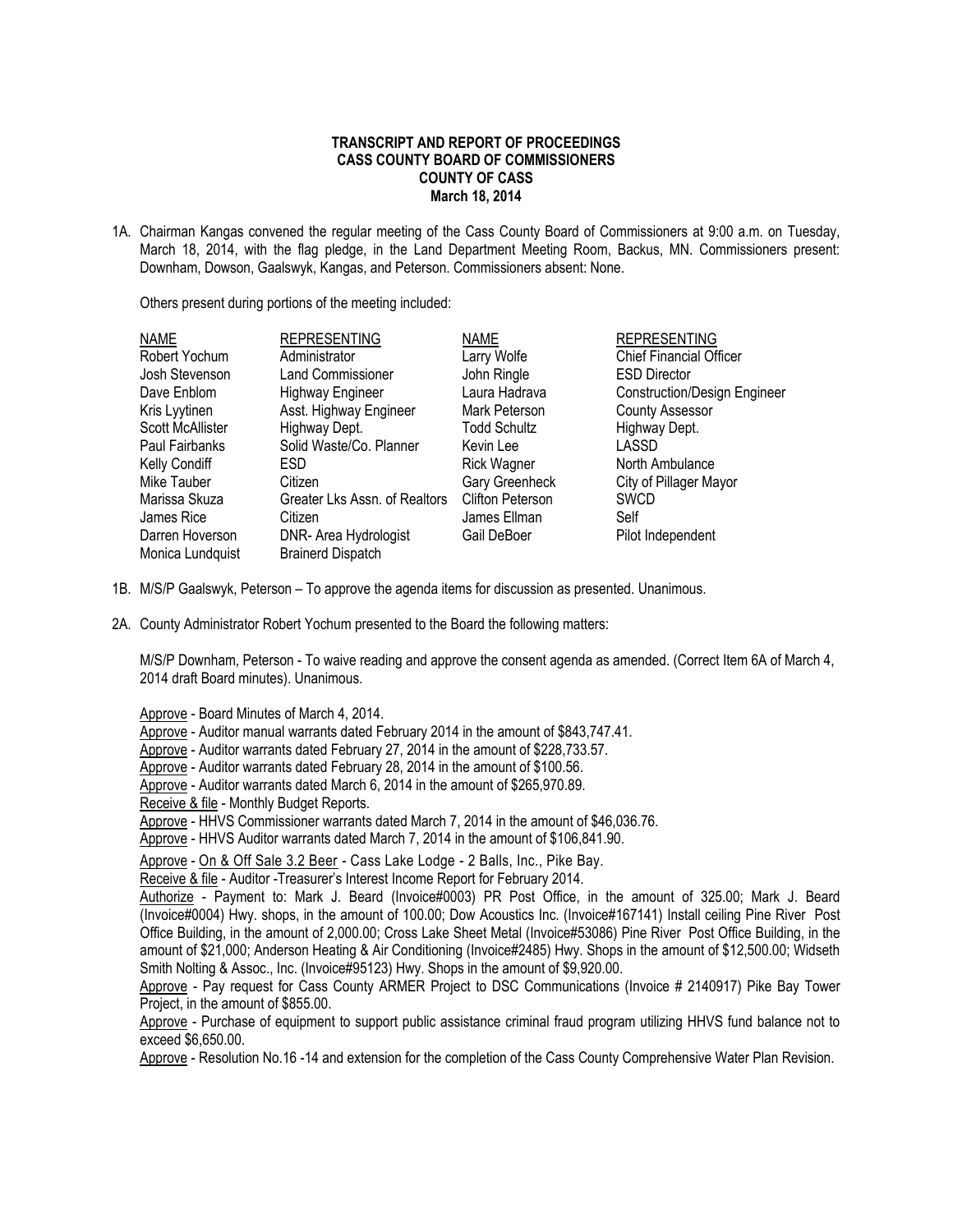**TRANSCRIPT AND REPORT OF PROCEEDINGS**
**CASS COUNTY BOARD OF COMMISSIONERS**
**COUNTY OF CASS**
**March 18, 2014**

1A. Chairman Kangas convened the regular meeting of the Cass County Board of Commissioners at 9:00 a.m. on Tuesday, March 18, 2014, with the flag pledge, in the Land Department Meeting Room, Backus, MN. Commissioners present: Downham, Dowson, Gaalswyk, Kangas, and Peterson. Commissioners absent: None.

Others present during portions of the meeting included:

| NAME | REPRESENTING | NAME | REPRESENTING |
|---|---|---|---|
| Robert Yochum | Administrator | Larry Wolfe | Chief Financial Officer |
| Josh Stevenson | Land Commissioner | John Ringle | ESD Director |
| Dave Enblom | Highway Engineer | Laura Hadrava | Construction/Design Engineer |
| Kris Lyytinen | Asst. Highway Engineer | Mark Peterson | County Assessor |
| Scott McAllister | Highway Dept. | Todd Schultz | Highway Dept. |
| Paul Fairbanks | Solid Waste/Co. Planner | Kevin Lee | LASSD |
| Kelly Condiff | ESD | Rick Wagner | North Ambulance |
| Mike Tauber | Citizen | Gary Greenheck | City of Pillager Mayor |
| Marissa Skuza | Greater Lks Assn. of Realtors | Clifton Peterson | SWCD |
| James Rice | Citizen | James Ellman | Self |
| Darren Hoverson | DNR- Area Hydrologist | Gail DeBoer | Pilot Independent |
| Monica Lundquist | Brainerd Dispatch | | |

1B. M/S/P Gaalswyk, Peterson – To approve the agenda items for discussion as presented. Unanimous.

2A. County Administrator Robert Yochum presented to the Board the following matters:

M/S/P Downham, Peterson - To waive reading and approve the consent agenda as amended. (Correct Item 6A of March 4, 2014 draft Board minutes). Unanimous.

Approve - Board Minutes of March 4, 2014.

Approve - Auditor manual warrants dated February 2014 in the amount of $843,747.41.

Approve - Auditor warrants dated February 27, 2014 in the amount of $228,733.57.

Approve - Auditor warrants dated February 28, 2014 in the amount of $100.56.

Approve - Auditor warrants dated March 6, 2014 in the amount of $265,970.89.

Receive & file - Monthly Budget Reports.

Approve - HHVS Commissioner warrants dated March 7, 2014 in the amount of $46,036.76.

Approve - HHVS Auditor warrants dated March 7, 2014 in the amount of $106,841.90.

Approve - On & Off Sale 3.2 Beer - Cass Lake Lodge - 2 Balls, Inc., Pike Bay.

Receive & file - Auditor -Treasurer's Interest Income Report for February 2014.

Authorize - Payment to: Mark J. Beard (Invoice#0003) PR Post Office, in the amount of 325.00; Mark J. Beard (Invoice#0004) Hwy. shops, in the amount of 100.00; Dow Acoustics Inc. (Invoice#167141) Install ceiling Pine River Post Office Building, in the amount of 2,000.00; Cross Lake Sheet Metal (Invoice#53086) Pine River Post Office Building, in the amount of $21,000; Anderson Heating & Air Conditioning (Invoice#2485) Hwy. Shops in the amount of $12,500.00; Widseth Smith Nolting & Assoc., Inc. (Invoice#95123) Hwy. Shops in the amount of $9,920.00.

Approve - Pay request for Cass County ARMER Project to DSC Communications (Invoice # 2140917) Pike Bay Tower Project, in the amount of $855.00.

Approve - Purchase of equipment to support public assistance criminal fraud program utilizing HHVS fund balance not to exceed $6,650.00.

Approve - Resolution No.16 -14 and extension for the completion of the Cass County Comprehensive Water Plan Revision.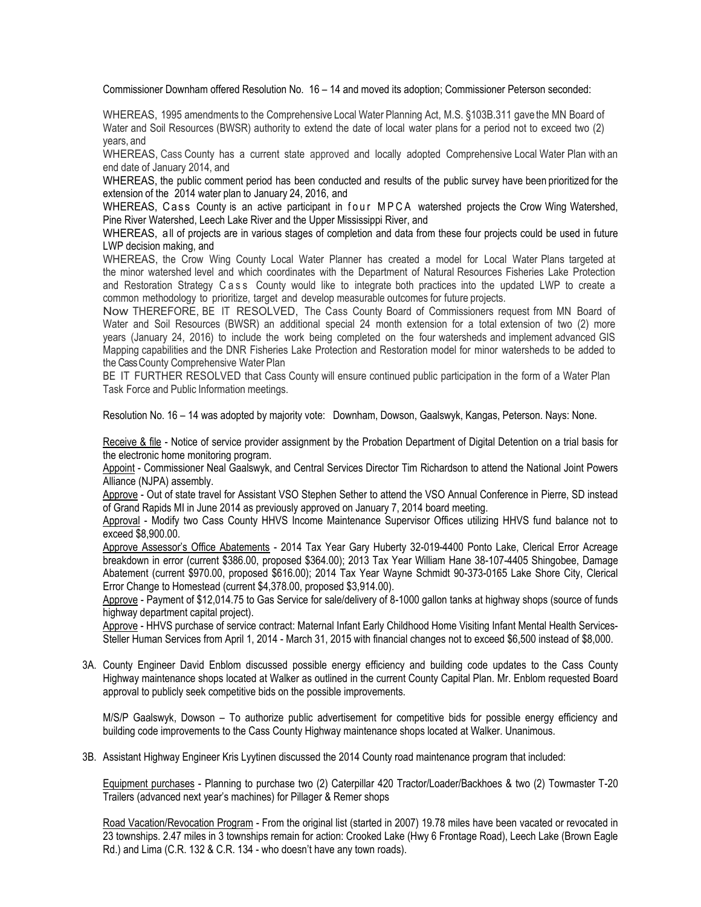Commissioner Downham offered Resolution No. 16 – 14 and moved its adoption; Commissioner Peterson seconded:

WHEREAS, 1995 amendments to the Comprehensive Local Water Planning Act, M.S. §103B.311 gave the MN Board of Water and Soil Resources (BWSR) authority to extend the date of local water plans for a period not to exceed two (2) years, and

WHEREAS, Cass County has a current state approved and locally adopted Comprehensive Local Water Plan with an end date of January 2014, and

WHEREAS, the public comment period has been conducted and results of the public survey have been prioritized for the extension of the 2014 water plan to January 24, 2016, and

WHEREAS, Cass County is an active participant in four MPCA watershed projects the Crow Wing Watershed, Pine River Watershed, Leech Lake River and the Upper Mississippi River, and

WHEREAS, all of projects are in various stages of completion and data from these four projects could be used in future LWP decision making, and

WHEREAS, the Crow Wing County Local Water Planner has created a model for Local Water Plans targeted at the minor watershed level and which coordinates with the Department of Natural Resources Fisheries Lake Protection and Restoration Strategy Cass County would like to integrate both practices into the updated LWP to create a common methodology to prioritize, target and develop measurable outcomes for future projects.

Now THEREFORE, BE IT RESOLVED, The Cass County Board of Commissioners request from MN Board of Water and Soil Resources (BWSR) an additional special 24 month extension for a total extension of two (2) more years (January 24, 2016) to include the work being completed on the four watersheds and implement advanced GIS Mapping capabilities and the DNR Fisheries Lake Protection and Restoration model for minor watersheds to be added to the Cass County Comprehensive Water Plan

BE IT FURTHER RESOLVED that Cass County will ensure continued public participation in the form of a Water Plan Task Force and Public Information meetings.

Resolution No. 16 – 14 was adopted by majority vote: Downham, Dowson, Gaalswyk, Kangas, Peterson. Nays: None.

Receive & file - Notice of service provider assignment by the Probation Department of Digital Detention on a trial basis for the electronic home monitoring program.

Appoint - Commissioner Neal Gaalswyk, and Central Services Director Tim Richardson to attend the National Joint Powers Alliance (NJPA) assembly.

Approve - Out of state travel for Assistant VSO Stephen Sether to attend the VSO Annual Conference in Pierre, SD instead of Grand Rapids MI in June 2014 as previously approved on January 7, 2014 board meeting.

Approval - Modify two Cass County HHVS Income Maintenance Supervisor Offices utilizing HHVS fund balance not to exceed $8,900.00.

Approve Assessor's Office Abatements - 2014 Tax Year Gary Huberty 32-019-4400 Ponto Lake, Clerical Error Acreage breakdown in error (current $386.00, proposed $364.00); 2013 Tax Year William Hane 38-107-4405 Shingobee, Damage Abatement (current $970.00, proposed $616.00); 2014 Tax Year Wayne Schmidt 90-373-0165 Lake Shore City, Clerical Error Change to Homestead (current $4,378.00, proposed $3,914.00).

Approve - Payment of $12,014.75 to Gas Service for sale/delivery of 8-1000 gallon tanks at highway shops (source of funds highway department capital project).

Approve - HHVS purchase of service contract: Maternal Infant Early Childhood Home Visiting Infant Mental Health Services-Steller Human Services from April 1, 2014 - March 31, 2015 with financial changes not to exceed $6,500 instead of $8,000.

3A. County Engineer David Enblom discussed possible energy efficiency and building code updates to the Cass County Highway maintenance shops located at Walker as outlined in the current County Capital Plan. Mr. Enblom requested Board approval to publicly seek competitive bids on the possible improvements.

M/S/P Gaalswyk, Dowson – To authorize public advertisement for competitive bids for possible energy efficiency and building code improvements to the Cass County Highway maintenance shops located at Walker. Unanimous.

3B. Assistant Highway Engineer Kris Lyytinen discussed the 2014 County road maintenance program that included:

Equipment purchases - Planning to purchase two (2) Caterpillar 420 Tractor/Loader/Backhoes & two (2) Towmaster T-20 Trailers (advanced next year's machines) for Pillager & Remer shops

Road Vacation/Revocation Program - From the original list (started in 2007) 19.78 miles have been vacated or revocated in 23 townships. 2.47 miles in 3 townships remain for action: Crooked Lake (Hwy 6 Frontage Road), Leech Lake (Brown Eagle Rd.) and Lima (C.R. 132 & C.R. 134 - who doesn't have any town roads).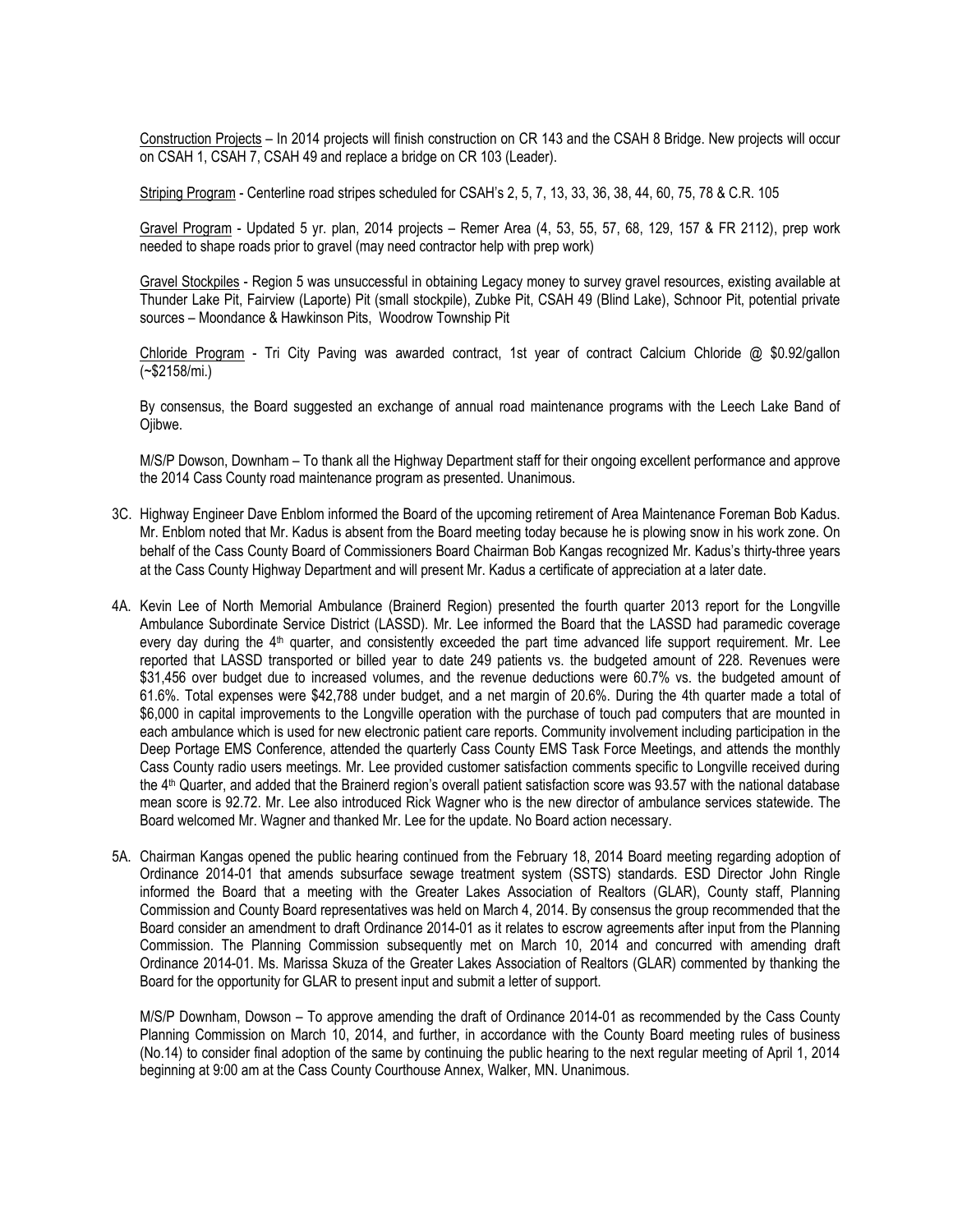Construction Projects – In 2014 projects will finish construction on CR 143 and the CSAH 8 Bridge. New projects will occur on CSAH 1, CSAH 7, CSAH 49 and replace a bridge on CR 103 (Leader).

Striping Program - Centerline road stripes scheduled for CSAH's 2, 5, 7, 13, 33, 36, 38, 44, 60, 75, 78 & C.R. 105

Gravel Program - Updated 5 yr. plan, 2014 projects – Remer Area (4, 53, 55, 57, 68, 129, 157 & FR 2112), prep work needed to shape roads prior to gravel (may need contractor help with prep work)

Gravel Stockpiles - Region 5 was unsuccessful in obtaining Legacy money to survey gravel resources, existing available at Thunder Lake Pit, Fairview (Laporte) Pit (small stockpile), Zubke Pit, CSAH 49 (Blind Lake), Schnoor Pit, potential private sources – Moondance & Hawkinson Pits, Woodrow Township Pit

Chloride Program - Tri City Paving was awarded contract, 1st year of contract Calcium Chloride @ $0.92/gallon (~$2158/mi.)

By consensus, the Board suggested an exchange of annual road maintenance programs with the Leech Lake Band of Ojibwe.

M/S/P Dowson, Downham – To thank all the Highway Department staff for their ongoing excellent performance and approve the 2014 Cass County road maintenance program as presented. Unanimous.

3C. Highway Engineer Dave Enblom informed the Board of the upcoming retirement of Area Maintenance Foreman Bob Kadus. Mr. Enblom noted that Mr. Kadus is absent from the Board meeting today because he is plowing snow in his work zone. On behalf of the Cass County Board of Commissioners Board Chairman Bob Kangas recognized Mr. Kadus's thirty-three years at the Cass County Highway Department and will present Mr. Kadus a certificate of appreciation at a later date.

4A. Kevin Lee of North Memorial Ambulance (Brainerd Region) presented the fourth quarter 2013 report for the Longville Ambulance Subordinate Service District (LASSD). Mr. Lee informed the Board that the LASSD had paramedic coverage every day during the 4th quarter, and consistently exceeded the part time advanced life support requirement. Mr. Lee reported that LASSD transported or billed year to date 249 patients vs. the budgeted amount of 228. Revenues were $31,456 over budget due to increased volumes, and the revenue deductions were 60.7% vs. the budgeted amount of 61.6%. Total expenses were $42,788 under budget, and a net margin of 20.6%. During the 4th quarter made a total of $6,000 in capital improvements to the Longville operation with the purchase of touch pad computers that are mounted in each ambulance which is used for new electronic patient care reports. Community involvement including participation in the Deep Portage EMS Conference, attended the quarterly Cass County EMS Task Force Meetings, and attends the monthly Cass County radio users meetings. Mr. Lee provided customer satisfaction comments specific to Longville received during the 4th Quarter, and added that the Brainerd region's overall patient satisfaction score was 93.57 with the national database mean score is 92.72. Mr. Lee also introduced Rick Wagner who is the new director of ambulance services statewide. The Board welcomed Mr. Wagner and thanked Mr. Lee for the update. No Board action necessary.

5A. Chairman Kangas opened the public hearing continued from the February 18, 2014 Board meeting regarding adoption of Ordinance 2014-01 that amends subsurface sewage treatment system (SSTS) standards. ESD Director John Ringle informed the Board that a meeting with the Greater Lakes Association of Realtors (GLAR), County staff, Planning Commission and County Board representatives was held on March 4, 2014. By consensus the group recommended that the Board consider an amendment to draft Ordinance 2014-01 as it relates to escrow agreements after input from the Planning Commission. The Planning Commission subsequently met on March 10, 2014 and concurred with amending draft Ordinance 2014-01. Ms. Marissa Skuza of the Greater Lakes Association of Realtors (GLAR) commented by thanking the Board for the opportunity for GLAR to present input and submit a letter of support.

M/S/P Downham, Dowson – To approve amending the draft of Ordinance 2014-01 as recommended by the Cass County Planning Commission on March 10, 2014, and further, in accordance with the County Board meeting rules of business (No.14) to consider final adoption of the same by continuing the public hearing to the next regular meeting of April 1, 2014 beginning at 9:00 am at the Cass County Courthouse Annex, Walker, MN. Unanimous.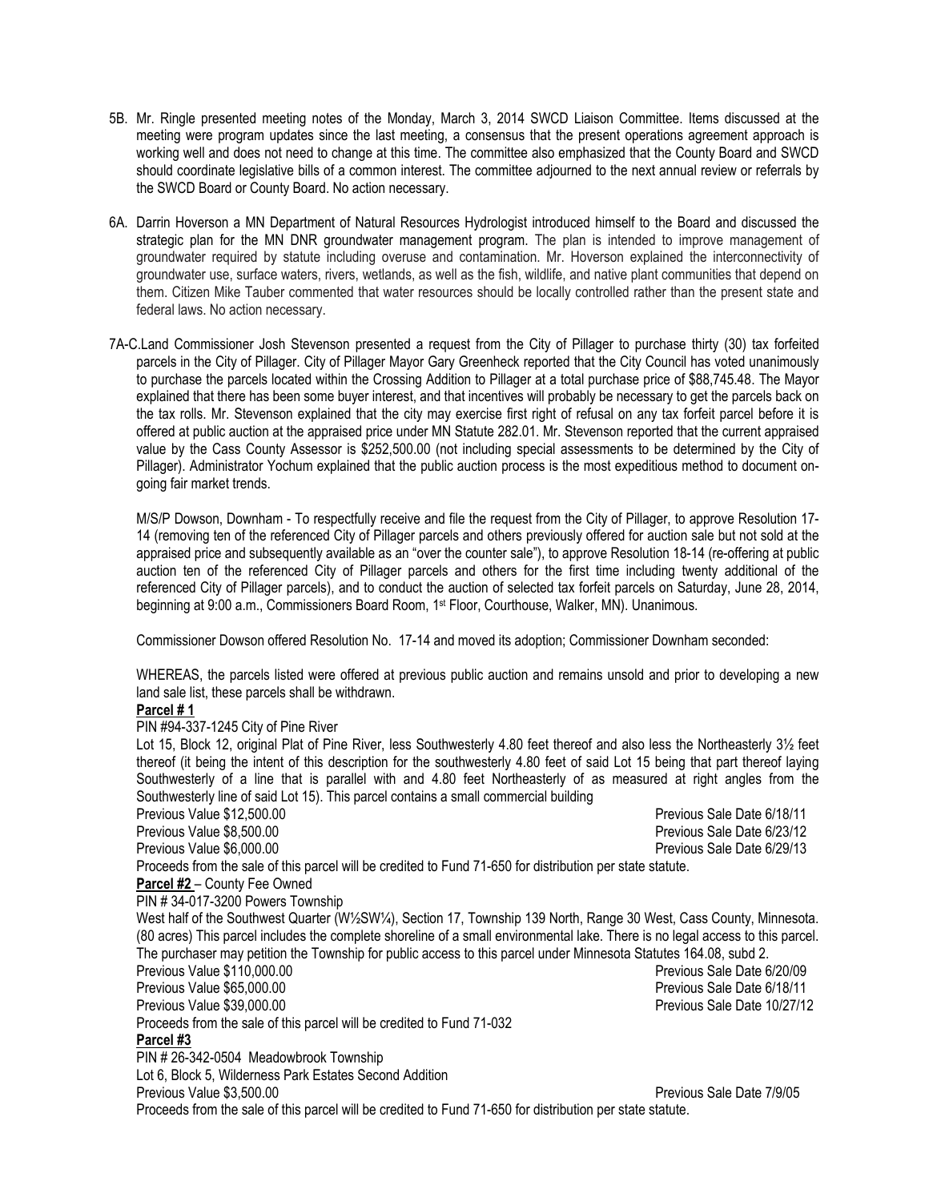5B. Mr. Ringle presented meeting notes of the Monday, March 3, 2014 SWCD Liaison Committee. Items discussed at the meeting were program updates since the last meeting, a consensus that the present operations agreement approach is working well and does not need to change at this time. The committee also emphasized that the County Board and SWCD should coordinate legislative bills of a common interest. The committee adjourned to the next annual review or referrals by the SWCD Board or County Board. No action necessary.

6A. Darrin Hoverson a MN Department of Natural Resources Hydrologist introduced himself to the Board and discussed the strategic plan for the MN DNR groundwater management program. The plan is intended to improve management of groundwater required by statute including overuse and contamination. Mr. Hoverson explained the interconnectivity of groundwater use, surface waters, rivers, wetlands, as well as the fish, wildlife, and native plant communities that depend on them. Citizen Mike Tauber commented that water resources should be locally controlled rather than the present state and federal laws. No action necessary.

7A-C. Land Commissioner Josh Stevenson presented a request from the City of Pillager to purchase thirty (30) tax forfeited parcels in the City of Pillager. City of Pillager Mayor Gary Greenheck reported that the City Council has voted unanimously to purchase the parcels located within the Crossing Addition to Pillager at a total purchase price of $88,745.48. The Mayor explained that there has been some buyer interest, and that incentives will probably be necessary to get the parcels back on the tax rolls. Mr. Stevenson explained that the city may exercise first right of refusal on any tax forfeit parcel before it is offered at public auction at the appraised price under MN Statute 282.01. Mr. Stevenson reported that the current appraised value by the Cass County Assessor is $252,500.00 (not including special assessments to be determined by the City of Pillager). Administrator Yochum explained that the public auction process is the most expeditious method to document on-going fair market trends.

M/S/P Dowson, Downham - To respectfully receive and file the request from the City of Pillager, to approve Resolution 17-14 (removing ten of the referenced City of Pillager parcels and others previously offered for auction sale but not sold at the appraised price and subsequently available as an "over the counter sale"), to approve Resolution 18-14 (re-offering at public auction ten of the referenced City of Pillager parcels and others for the first time including twenty additional of the referenced City of Pillager parcels), and to conduct the auction of selected tax forfeit parcels on Saturday, June 28, 2014, beginning at 9:00 a.m., Commissioners Board Room, 1st Floor, Courthouse, Walker, MN). Unanimous.

Commissioner Dowson offered Resolution No. 17-14 and moved its adoption; Commissioner Downham seconded:

WHEREAS, the parcels listed were offered at previous public auction and remains unsold and prior to developing a new land sale list, these parcels shall be withdrawn.

**Parcel # 1**

PIN #94-337-1245 City of Pine River

Lot 15, Block 12, original Plat of Pine River, less Southwesterly 4.80 feet thereof and also less the Northeasterly 3½ feet thereof (it being the intent of this description for the southwesterly 4.80 feet of said Lot 15 being that part thereof laying Southwesterly of a line that is parallel with and 4.80 feet Northeasterly of as measured at right angles from the Southwesterly line of said Lot 15). This parcel contains a small commercial building

Previous Value $12,500.00 Previous Sale Date 6/18/11
Previous Value $8,500.00 Previous Sale Date 6/23/12
Previous Value $6,000.00 Previous Sale Date 6/29/13

Proceeds from the sale of this parcel will be credited to Fund 71-650 for distribution per state statute.

**Parcel #2** – County Fee Owned

PIN # 34-017-3200 Powers Township

West half of the Southwest Quarter (W½SW¼), Section 17, Township 139 North, Range 30 West, Cass County, Minnesota. (80 acres) This parcel includes the complete shoreline of a small environmental lake. There is no legal access to this parcel. The purchaser may petition the Township for public access to this parcel under Minnesota Statutes 164.08, subd 2.

Previous Value $110,000.00 Previous Sale Date 6/20/09
Previous Value $65,000.00 Previous Sale Date 6/18/11
Previous Value $39,000.00 Previous Sale Date 10/27/12

Proceeds from the sale of this parcel will be credited to Fund 71-032

**Parcel #3**

PIN # 26-342-0504 Meadowbrook Township

Lot 6, Block 5, Wilderness Park Estates Second Addition

Previous Value $3,500.00 Previous Sale Date 7/9/05

Proceeds from the sale of this parcel will be credited to Fund 71-650 for distribution per state statute.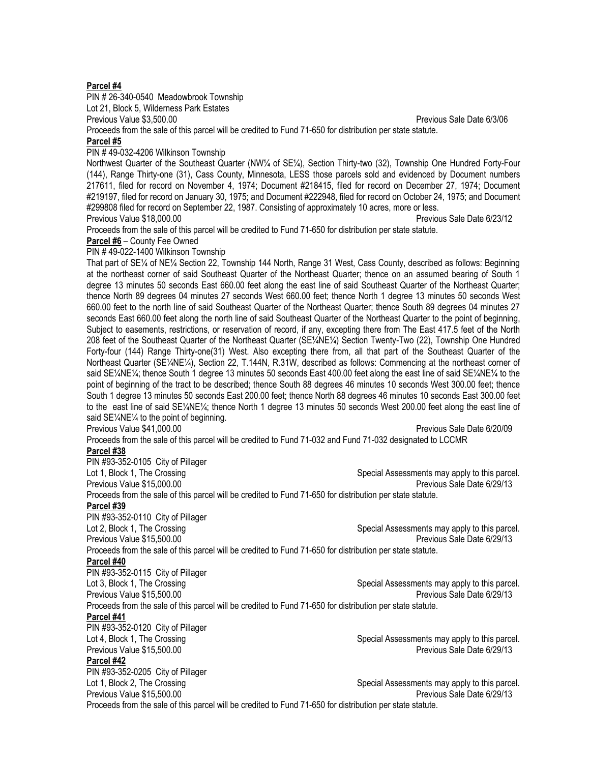**Parcel #4**

PIN # 26-340-0540 Meadowbrook Township

Lot 21, Block 5, Wilderness Park Estates

Previous Value $3,500.00 Previous Sale Date 6/3/06

Proceeds from the sale of this parcel will be credited to Fund 71-650 for distribution per state statute.

**Parcel #5**

PIN # 49-032-4206 Wilkinson Township

Northwest Quarter of the Southeast Quarter (NW¼ of SE¼), Section Thirty-two (32), Township One Hundred Forty-Four (144), Range Thirty-one (31), Cass County, Minnesota, LESS those parcels sold and evidenced by Document numbers 217611, filed for record on November 4, 1974; Document #218415, filed for record on December 27, 1974; Document #219197, filed for record on January 30, 1975; and Document #222948, filed for record on October 24, 1975; and Document #299808 filed for record on September 22, 1987. Consisting of approximately 10 acres, more or less.

Previous Value $18,000.00 Previous Sale Date 6/23/12

Proceeds from the sale of this parcel will be credited to Fund 71-650 for distribution per state statute.

**Parcel #6** – County Fee Owned

PIN # 49-022-1400 Wilkinson Township

That part of SE¼ of NE¼ Section 22, Township 144 North, Range 31 West, Cass County, described as follows: Beginning at the northeast corner of said Southeast Quarter of the Northeast Quarter; thence on an assumed bearing of South 1 degree 13 minutes 50 seconds East 660.00 feet along the east line of said Southeast Quarter of the Northeast Quarter; thence North 89 degrees 04 minutes 27 seconds West 660.00 feet; thence North 1 degree 13 minutes 50 seconds West 660.00 feet to the north line of said Southeast Quarter of the Northeast Quarter; thence South 89 degrees 04 minutes 27 seconds East 660.00 feet along the north line of said Southeast Quarter of the Northeast Quarter to the point of beginning, Subject to easements, restrictions, or reservation of record, if any, excepting there from The East 417.5 feet of the North 208 feet of the Southeast Quarter of the Northeast Quarter (SE¼NE¼) Section Twenty-Two (22), Township One Hundred Forty-four (144) Range Thirty-one(31) West. Also excepting there from, all that part of the Southeast Quarter of the Northeast Quarter (SE¼NE¼), Section 22, T.144N, R.31W, described as follows: Commencing at the northeast corner of said SE¼NE¼; thence South 1 degree 13 minutes 50 seconds East 400.00 feet along the east line of said SE¼NE¼ to the point of beginning of the tract to be described; thence South 88 degrees 46 minutes 10 seconds West 300.00 feet; thence South 1 degree 13 minutes 50 seconds East 200.00 feet; thence North 88 degrees 46 minutes 10 seconds East 300.00 feet to the east line of said SE¼NE¼; thence North 1 degree 13 minutes 50 seconds West 200.00 feet along the east line of said SE¼NE¼ to the point of beginning.

Previous Value $41,000.00 Previous Sale Date 6/20/09

Proceeds from the sale of this parcel will be credited to Fund 71-032 and Fund 71-032 designated to LCCMR

**Parcel #38**

PIN #93-352-0105 City of Pillager

Lot 1, Block 1, The Crossing Special Assessments may apply to this parcel.

Previous Value $15,000.00 Previous Sale Date 6/29/13

Proceeds from the sale of this parcel will be credited to Fund 71-650 for distribution per state statute.

**Parcel #39**

PIN #93-352-0110 City of Pillager

Lot 2, Block 1, The Crossing Special Assessments may apply to this parcel.

Previous Value $15,500.00 Previous Sale Date 6/29/13

Proceeds from the sale of this parcel will be credited to Fund 71-650 for distribution per state statute.

**Parcel #40**

PIN #93-352-0115 City of Pillager

Lot 3, Block 1, The Crossing Special Assessments may apply to this parcel.

Previous Value $15,500.00 Previous Sale Date 6/29/13

Proceeds from the sale of this parcel will be credited to Fund 71-650 for distribution per state statute.

**Parcel #41**

PIN #93-352-0120 City of Pillager

Lot 4, Block 1, The Crossing Special Assessments may apply to this parcel.

Previous Value $15,500.00 Previous Sale Date 6/29/13

**Parcel #42**

PIN #93-352-0205 City of Pillager

Lot 1, Block 2, The Crossing Special Assessments may apply to this parcel.

Previous Value $15,500.00 Previous Sale Date 6/29/13

Proceeds from the sale of this parcel will be credited to Fund 71-650 for distribution per state statute.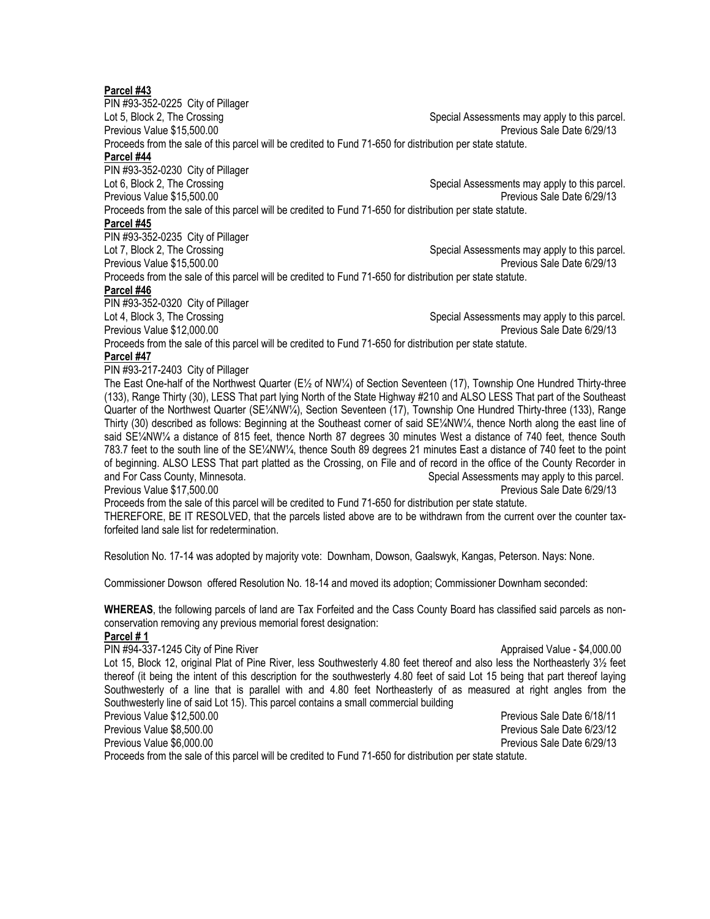**Parcel #43**

PIN #93-352-0225 City of Pillager

Lot 5, Block 2, The Crossing Special Assessments may apply to this parcel.

Previous Value $15,500.00 Previous Sale Date 6/29/13

Proceeds from the sale of this parcel will be credited to Fund 71-650 for distribution per state statute.

**Parcel #44**

PIN #93-352-0230 City of Pillager

Lot 6, Block 2, The Crossing Special Assessments may apply to this parcel.

Previous Value $15,500.00 Previous Sale Date 6/29/13

Proceeds from the sale of this parcel will be credited to Fund 71-650 for distribution per state statute.

**Parcel #45**

PIN #93-352-0235 City of Pillager

Lot 7, Block 2, The Crossing Special Assessments may apply to this parcel.

Previous Value $15,500.00 Previous Sale Date 6/29/13

Proceeds from the sale of this parcel will be credited to Fund 71-650 for distribution per state statute.

**Parcel #46**

PIN #93-352-0320 City of Pillager

Lot 4, Block 3, The Crossing Special Assessments may apply to this parcel.

Previous Value $12,000.00 Previous Sale Date 6/29/13

Proceeds from the sale of this parcel will be credited to Fund 71-650 for distribution per state statute.

**Parcel #47**

PIN #93-217-2403 City of Pillager

The East One-half of the Northwest Quarter (E½ of NW¼) of Section Seventeen (17), Township One Hundred Thirty-three (133), Range Thirty (30), LESS That part lying North of the State Highway #210 and ALSO LESS That part of the Southeast Quarter of the Northwest Quarter (SE¼NW¼), Section Seventeen (17), Township One Hundred Thirty-three (133), Range Thirty (30) described as follows: Beginning at the Southeast corner of said SE¼NW¼, thence North along the east line of said SE¼NW¼ a distance of 815 feet, thence North 87 degrees 30 minutes West a distance of 740 feet, thence South 783.7 feet to the south line of the SE¼NW¼, thence South 89 degrees 21 minutes East a distance of 740 feet to the point of beginning. ALSO LESS That part platted as the Crossing, on File and of record in the office of the County Recorder in and For Cass County, Minnesota. Special Assessments may apply to this parcel.

Previous Value $17,500.00 Previous Sale Date 6/29/13

Proceeds from the sale of this parcel will be credited to Fund 71-650 for distribution per state statute.

THEREFORE, BE IT RESOLVED, that the parcels listed above are to be withdrawn from the current over the counter tax-forfeited land sale list for redetermination.

Resolution No. 17-14 was adopted by majority vote: Downham, Dowson, Gaalswyk, Kangas, Peterson. Nays: None.

Commissioner Dowson offered Resolution No. 18-14 and moved its adoption; Commissioner Downham seconded:

**WHEREAS**, the following parcels of land are Tax Forfeited and the Cass County Board has classified said parcels as non-conservation removing any previous memorial forest designation:

**Parcel # 1**

PIN #94-337-1245 City of Pine River Appraised Value - $4,000.00

Lot 15, Block 12, original Plat of Pine River, less Southwesterly 4.80 feet thereof and also less the Northeasterly 3½ feet thereof (it being the intent of this description for the southwesterly 4.80 feet of said Lot 15 being that part thereof laying Southwesterly of a line that is parallel with and 4.80 feet Northeasterly of as measured at right angles from the Southwesterly line of said Lot 15). This parcel contains a small commercial building

Previous Value $12,500.00 Previous Sale Date 6/18/11

Previous Value $8,500.00 Previous Sale Date 6/23/12

Previous Value $6,000.00 Previous Sale Date 6/29/13

Proceeds from the sale of this parcel will be credited to Fund 71-650 for distribution per state statute.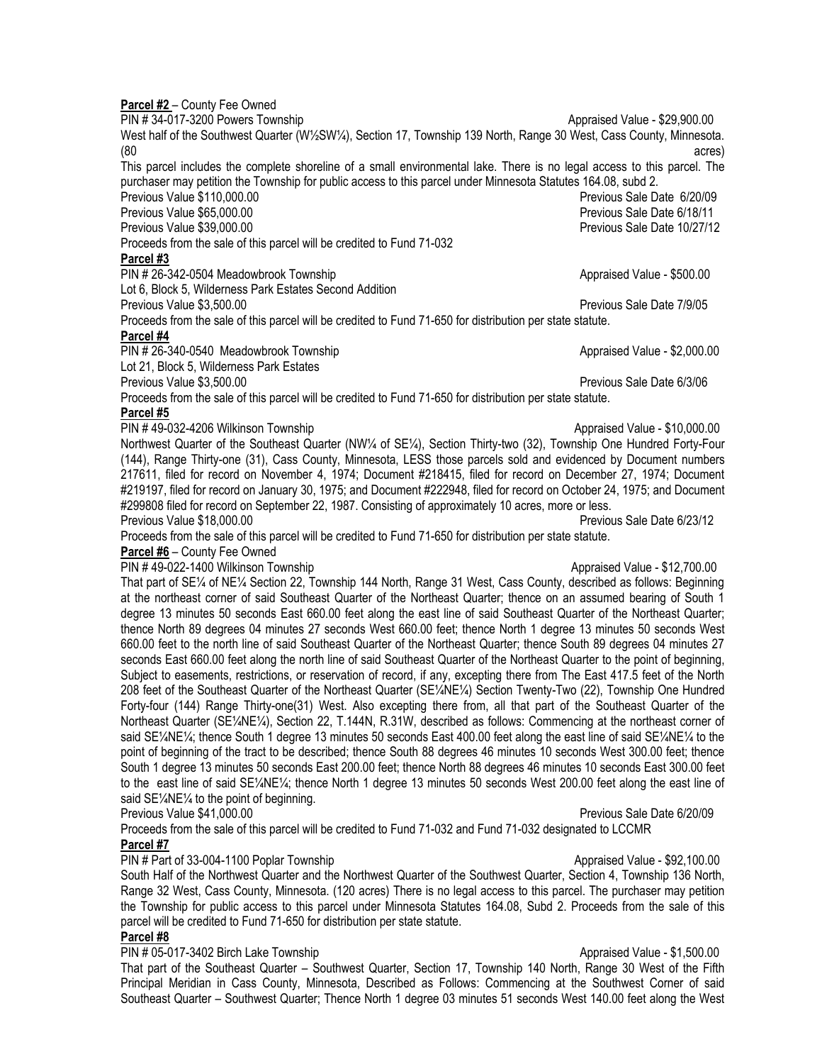**Parcel #2** – County Fee Owned

PIN # 34-017-3200 Powers Township Appraised Value - $29,900.00

West half of the Southwest Quarter (W½SW¼), Section 17, Township 139 North, Range 30 West, Cass County, Minnesota. (80 acres)

This parcel includes the complete shoreline of a small environmental lake. There is no legal access to this parcel. The purchaser may petition the Township for public access to this parcel under Minnesota Statutes 164.08, subd 2.

Previous Value $110,000.00 Previous Sale Date 6/20/09

Previous Value $65,000.00 Previous Sale Date 6/18/11

Previous Value $39,000.00 Previous Sale Date 10/27/12

Proceeds from the sale of this parcel will be credited to Fund 71-032

**Parcel #3**

PIN # 26-342-0504 Meadowbrook Township Appraised Value - $500.00

Lot 6, Block 5, Wilderness Park Estates Second Addition

Previous Value $3,500.00 Previous Sale Date 7/9/05

Proceeds from the sale of this parcel will be credited to Fund 71-650 for distribution per state statute.

**Parcel #4**

PIN # 26-340-0540 Meadowbrook Township Appraised Value - $2,000.00

Lot 21, Block 5, Wilderness Park Estates

Previous Value $3,500.00 Previous Sale Date 6/3/06

Proceeds from the sale of this parcel will be credited to Fund 71-650 for distribution per state statute.

**Parcel #5**

PIN # 49-032-4206 Wilkinson Township Appraised Value - $10,000.00

Northwest Quarter of the Southeast Quarter (NW¼ of SE¼), Section Thirty-two (32), Township One Hundred Forty-Four (144), Range Thirty-one (31), Cass County, Minnesota, LESS those parcels sold and evidenced by Document numbers 217611, filed for record on November 4, 1974; Document #218415, filed for record on December 27, 1974; Document #219197, filed for record on January 30, 1975; and Document #222948, filed for record on October 24, 1975; and Document #299808 filed for record on September 22, 1987. Consisting of approximately 10 acres, more or less.

Previous Value $18,000.00 Previous Sale Date 6/23/12

Proceeds from the sale of this parcel will be credited to Fund 71-650 for distribution per state statute.

**Parcel #6** – County Fee Owned

PIN # 49-022-1400 Wilkinson Township Appraised Value - $12,700.00

That part of SE¼ of NE¼ Section 22, Township 144 North, Range 31 West, Cass County, described as follows: Beginning at the northeast corner of said Southeast Quarter of the Northeast Quarter; thence on an assumed bearing of South 1 degree 13 minutes 50 seconds East 660.00 feet along the east line of said Southeast Quarter of the Northeast Quarter; thence North 89 degrees 04 minutes 27 seconds West 660.00 feet; thence North 1 degree 13 minutes 50 seconds West 660.00 feet to the north line of said Southeast Quarter of the Northeast Quarter; thence South 89 degrees 04 minutes 27 seconds East 660.00 feet along the north line of said Southeast Quarter of the Northeast Quarter to the point of beginning, Subject to easements, restrictions, or reservation of record, if any, excepting there from The East 417.5 feet of the North 208 feet of the Southeast Quarter of the Northeast Quarter (SE¼NE¼) Section Twenty-Two (22), Township One Hundred Forty-four (144) Range Thirty-one(31) West. Also excepting there from, all that part of the Southeast Quarter of the Northeast Quarter (SE¼NE¼), Section 22, T.144N, R.31W, described as follows: Commencing at the northeast corner of said SE¼NE¼; thence South 1 degree 13 minutes 50 seconds East 400.00 feet along the east line of said SE¼NE¼ to the point of beginning of the tract to be described; thence South 88 degrees 46 minutes 10 seconds West 300.00 feet; thence South 1 degree 13 minutes 50 seconds East 200.00 feet; thence North 88 degrees 46 minutes 10 seconds East 300.00 feet to the east line of said SE¼NE¼; thence North 1 degree 13 minutes 50 seconds West 200.00 feet along the east line of said SE¼NE¼ to the point of beginning.

Previous Value $41,000.00 Previous Sale Date 6/20/09

Proceeds from the sale of this parcel will be credited to Fund 71-032 and Fund 71-032 designated to LCCMR

**Parcel #7**

PIN # Part of 33-004-1100 Poplar Township Appraised Value - $92,100.00

South Half of the Northwest Quarter and the Northwest Quarter of the Southwest Quarter, Section 4, Township 136 North, Range 32 West, Cass County, Minnesota. (120 acres) There is no legal access to this parcel. The purchaser may petition the Township for public access to this parcel under Minnesota Statutes 164.08, Subd 2. Proceeds from the sale of this parcel will be credited to Fund 71-650 for distribution per state statute.

**Parcel #8**

PIN # 05-017-3402 Birch Lake Township Appraised Value - $1,500.00

That part of the Southeast Quarter – Southwest Quarter, Section 17, Township 140 North, Range 30 West of the Fifth Principal Meridian in Cass County, Minnesota, Described as Follows: Commencing at the Southwest Corner of said Southeast Quarter – Southwest Quarter; Thence North 1 degree 03 minutes 51 seconds West 140.00 feet along the West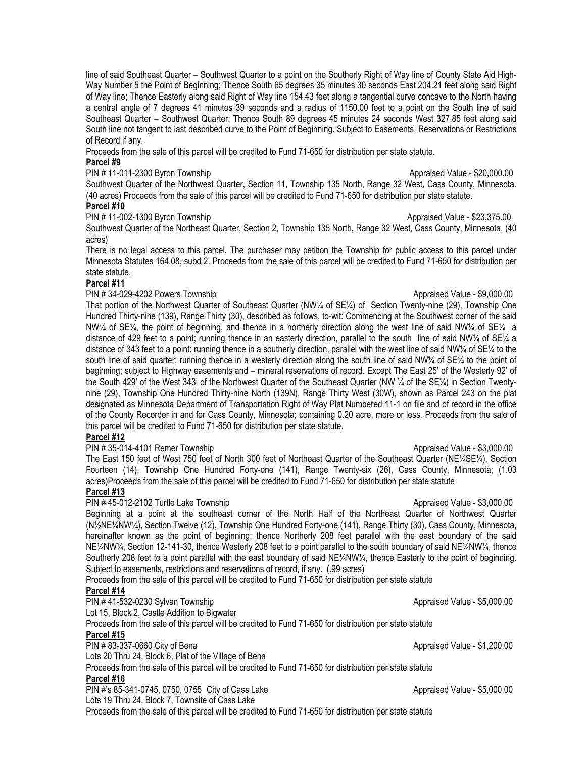line of said Southeast Quarter – Southwest Quarter to a point on the Southerly Right of Way line of County State Aid High-Way Number 5 the Point of Beginning; Thence South 65 degrees 35 minutes 30 seconds East 204.21 feet along said Right of Way line; Thence Easterly along said Right of Way line 154.43 feet along a tangential curve concave to the North having a central angle of 7 degrees 41 minutes 39 seconds and a radius of 1150.00 feet to a point on the South line of said Southeast Quarter – Southwest Quarter; Thence South 89 degrees 45 minutes 24 seconds West 327.85 feet along said South line not tangent to last described curve to the Point of Beginning. Subject to Easements, Reservations or Restrictions of Record if any.

Proceeds from the sale of this parcel will be credited to Fund 71-650 for distribution per state statute.

**Parcel #9**

PIN # 11-011-2300 Byron Township Appraised Value - $20,000.00

Southwest Quarter of the Northwest Quarter, Section 11, Township 135 North, Range 32 West, Cass County, Minnesota. (40 acres) Proceeds from the sale of this parcel will be credited to Fund 71-650 for distribution per state statute.

**Parcel #10**

PIN # 11-002-1300 Byron Township Appraised Value - $23,375.00

Southwest Quarter of the Northeast Quarter, Section 2, Township 135 North, Range 32 West, Cass County, Minnesota. (40 acres)

There is no legal access to this parcel. The purchaser may petition the Township for public access to this parcel under Minnesota Statutes 164.08, subd 2. Proceeds from the sale of this parcel will be credited to Fund 71-650 for distribution per state statute.

**Parcel #11**

PIN # 34-029-4202 Powers Township Appraised Value - $9,000.00

That portion of the Northwest Quarter of Southeast Quarter (NW¼ of SE¼) of Section Twenty-nine (29), Township One Hundred Thirty-nine (139), Range Thirty (30), described as follows, to-wit: Commencing at the Southwest corner of the said NW¼ of SE¼, the point of beginning, and thence in a northerly direction along the west line of said NW¼ of SE¼ a distance of 429 feet to a point; running thence in an easterly direction, parallel to the south line of said NW¼ of SE¼ a distance of 343 feet to a point: running thence in a southerly direction, parallel with the west line of said NW¼ of SE¼ to the south line of said quarter; running thence in a westerly direction along the south line of said NW¼ of SE¼ to the point of beginning; subject to Highway easements and – mineral reservations of record. Except The East 25' of the Westerly 92' of the South 429' of the West 343' of the Northwest Quarter of the Southeast Quarter (NW ¼ of the SE¼) in Section Twenty-nine (29), Township One Hundred Thirty-nine North (139N), Range Thirty West (30W), shown as Parcel 243 on the plat designated as Minnesota Department of Transportation Right of Way Plat Numbered 11-1 on file and of record in the office of the County Recorder in and for Cass County, Minnesota; containing 0.20 acre, more or less. Proceeds from the sale of this parcel will be credited to Fund 71-650 for distribution per state statute.

**Parcel #12**

PIN # 35-014-4101 Remer Township Appraised Value - $3,000.00

The East 150 feet of West 750 feet of North 300 feet of Northeast Quarter of the Southeast Quarter (NE¼SE¼), Section Fourteen (14), Township One Hundred Forty-one (141), Range Twenty-six (26), Cass County, Minnesota; (1.03 acres)Proceeds from the sale of this parcel will be credited to Fund 71-650 for distribution per state statute

**Parcel #13**

PIN # 45-012-2102 Turtle Lake Township Appraised Value - $3,000.00

Beginning at a point at the southeast corner of the North Half of the Northeast Quarter of Northwest Quarter (N½NE¼NW¼), Section Twelve (12), Township One Hundred Forty-one (141), Range Thirty (30), Cass County, Minnesota, hereinafter known as the point of beginning; thence Northerly 208 feet parallel with the east boundary of the said NE¼NW¼, Section 12-141-30, thence Westerly 208 feet to a point parallel to the south boundary of said NE¼NW¼, thence Southerly 208 feet to a point parallel with the east boundary of said NE¼NW¼, thence Easterly to the point of beginning. Subject to easements, restrictions and reservations of record, if any. (.99 acres)

Proceeds from the sale of this parcel will be credited to Fund 71-650 for distribution per state statute

**Parcel #14**

PIN # 41-532-0230 Sylvan Township Appraised Value - $5,000.00

Lot 15, Block 2, Castle Addition to Bigwater

Proceeds from the sale of this parcel will be credited to Fund 71-650 for distribution per state statute

**Parcel #15**

PIN # 83-337-0660 City of Bena Appraised Value - $1,200.00

Lots 20 Thru 24, Block 6, Plat of the Village of Bena

Proceeds from the sale of this parcel will be credited to Fund 71-650 for distribution per state statute

**Parcel #16**

PIN #'s 85-341-0745, 0750, 0755 City of Cass Lake Appraised Value - $5,000.00

Lots 19 Thru 24, Block 7, Townsite of Cass Lake

Proceeds from the sale of this parcel will be credited to Fund 71-650 for distribution per state statute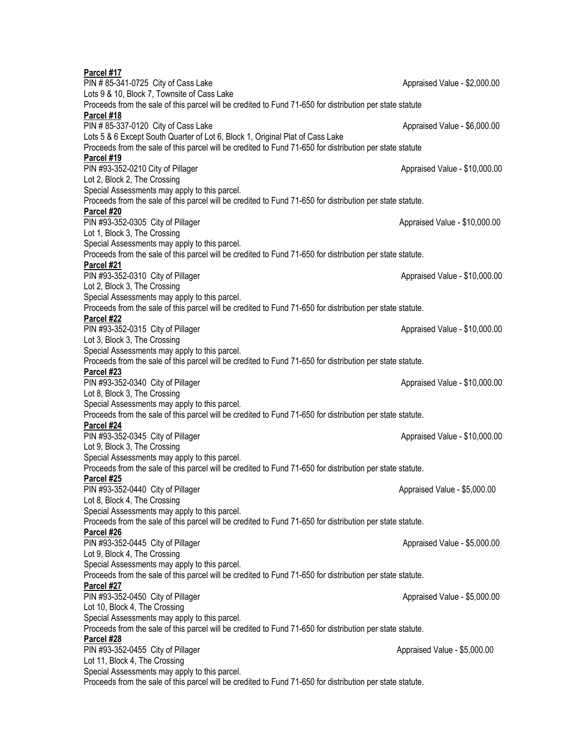**Parcel #17**

PIN # 85-341-0725 City of Cass Lake Appraised Value - $2,000.00

Lots 9 & 10, Block 7, Townsite of Cass Lake

Proceeds from the sale of this parcel will be credited to Fund 71-650 for distribution per state statute

**Parcel #18**

PIN # 85-337-0120 City of Cass Lake Appraised Value - $6,000.00

Lots 5 & 6 Except South Quarter of Lot 6, Block 1, Original Plat of Cass Lake

Proceeds from the sale of this parcel will be credited to Fund 71-650 for distribution per state statute

**Parcel #19**

PIN #93-352-0210 City of Pillager Appraised Value - $10,000.00

Lot 2, Block 2, The Crossing

Special Assessments may apply to this parcel.

Proceeds from the sale of this parcel will be credited to Fund 71-650 for distribution per state statute.

**Parcel #20**

PIN #93-352-0305 City of Pillager Appraised Value - $10,000.00

Lot 1, Block 3, The Crossing

Special Assessments may apply to this parcel.

Proceeds from the sale of this parcel will be credited to Fund 71-650 for distribution per state statute.

**Parcel #21**

PIN #93-352-0310 City of Pillager Appraised Value - $10,000.00

Lot 2, Block 3, The Crossing

Special Assessments may apply to this parcel.

Proceeds from the sale of this parcel will be credited to Fund 71-650 for distribution per state statute.

**Parcel #22**

PIN #93-352-0315 City of Pillager Appraised Value - $10,000.00

Lot 3, Block 3, The Crossing

Special Assessments may apply to this parcel.

Proceeds from the sale of this parcel will be credited to Fund 71-650 for distribution per state statute.

**Parcel #23**

PIN #93-352-0340 City of Pillager Appraised Value - $10,000.00

Lot 8, Block 3, The Crossing

Special Assessments may apply to this parcel.

Proceeds from the sale of this parcel will be credited to Fund 71-650 for distribution per state statute.

**Parcel #24**

PIN #93-352-0345 City of Pillager Appraised Value - $10,000.00

Lot 9, Block 3, The Crossing

Special Assessments may apply to this parcel.

Proceeds from the sale of this parcel will be credited to Fund 71-650 for distribution per state statute.

**Parcel #25**

PIN #93-352-0440 City of Pillager Appraised Value - $5,000.00

Lot 8, Block 4, The Crossing

Special Assessments may apply to this parcel.

Proceeds from the sale of this parcel will be credited to Fund 71-650 for distribution per state statute.

**Parcel #26**

PIN #93-352-0445 City of Pillager Appraised Value - $5,000.00

Lot 9, Block 4, The Crossing

Special Assessments may apply to this parcel.

Proceeds from the sale of this parcel will be credited to Fund 71-650 for distribution per state statute.

**Parcel #27**

PIN #93-352-0450 City of Pillager Appraised Value - $5,000.00

Lot 10, Block 4, The Crossing

Special Assessments may apply to this parcel.

Proceeds from the sale of this parcel will be credited to Fund 71-650 for distribution per state statute.

**Parcel #28**

PIN #93-352-0455 City of Pillager Appraised Value - $5,000.00

Lot 11, Block 4, The Crossing

Special Assessments may apply to this parcel.

Proceeds from the sale of this parcel will be credited to Fund 71-650 for distribution per state statute.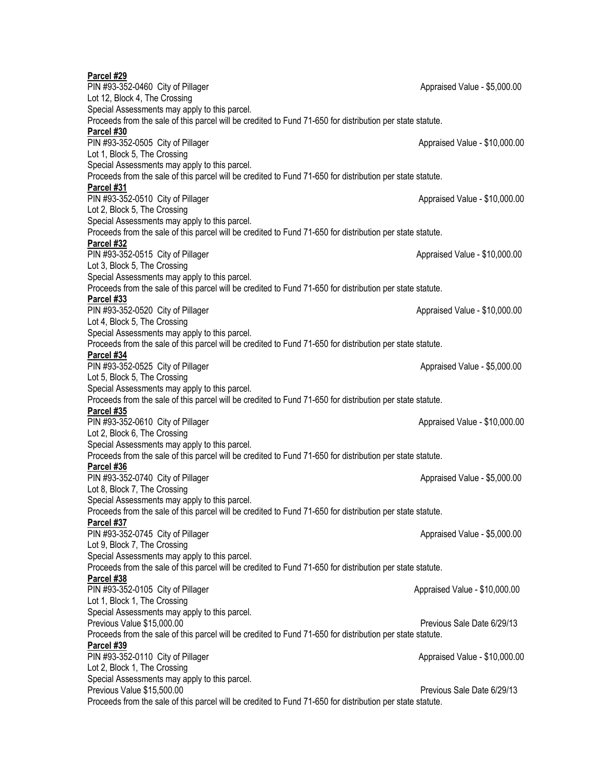**Parcel #29**
PIN #93-352-0460 City of Pillager Appraised Value - $5,000.00
Lot 12, Block 4, The Crossing
Special Assessments may apply to this parcel.
Proceeds from the sale of this parcel will be credited to Fund 71-650 for distribution per state statute.

**Parcel #30**
PIN #93-352-0505 City of Pillager Appraised Value - $10,000.00
Lot 1, Block 5, The Crossing
Special Assessments may apply to this parcel.
Proceeds from the sale of this parcel will be credited to Fund 71-650 for distribution per state statute.

**Parcel #31**
PIN #93-352-0510 City of Pillager Appraised Value - $10,000.00
Lot 2, Block 5, The Crossing
Special Assessments may apply to this parcel.
Proceeds from the sale of this parcel will be credited to Fund 71-650 for distribution per state statute.

**Parcel #32**
PIN #93-352-0515 City of Pillager Appraised Value - $10,000.00
Lot 3, Block 5, The Crossing
Special Assessments may apply to this parcel.
Proceeds from the sale of this parcel will be credited to Fund 71-650 for distribution per state statute.

**Parcel #33**
PIN #93-352-0520 City of Pillager Appraised Value - $10,000.00
Lot 4, Block 5, The Crossing
Special Assessments may apply to this parcel.
Proceeds from the sale of this parcel will be credited to Fund 71-650 for distribution per state statute.

**Parcel #34**
PIN #93-352-0525 City of Pillager Appraised Value - $5,000.00
Lot 5, Block 5, The Crossing
Special Assessments may apply to this parcel.
Proceeds from the sale of this parcel will be credited to Fund 71-650 for distribution per state statute.

**Parcel #35**
PIN #93-352-0610 City of Pillager Appraised Value - $10,000.00
Lot 2, Block 6, The Crossing
Special Assessments may apply to this parcel.
Proceeds from the sale of this parcel will be credited to Fund 71-650 for distribution per state statute.

**Parcel #36**
PIN #93-352-0740 City of Pillager Appraised Value - $5,000.00
Lot 8, Block 7, The Crossing
Special Assessments may apply to this parcel.
Proceeds from the sale of this parcel will be credited to Fund 71-650 for distribution per state statute.

**Parcel #37**
PIN #93-352-0745 City of Pillager Appraised Value - $5,000.00
Lot 9, Block 7, The Crossing
Special Assessments may apply to this parcel.
Proceeds from the sale of this parcel will be credited to Fund 71-650 for distribution per state statute.

**Parcel #38**
PIN #93-352-0105 City of Pillager Appraised Value - $10,000.00
Lot 1, Block 1, The Crossing
Special Assessments may apply to this parcel.
Previous Value $15,000.00 Previous Sale Date 6/29/13
Proceeds from the sale of this parcel will be credited to Fund 71-650 for distribution per state statute.

**Parcel #39**
PIN #93-352-0110 City of Pillager Appraised Value - $10,000.00
Lot 2, Block 1, The Crossing
Special Assessments may apply to this parcel.
Previous Value $15,500.00 Previous Sale Date 6/29/13
Proceeds from the sale of this parcel will be credited to Fund 71-650 for distribution per state statute.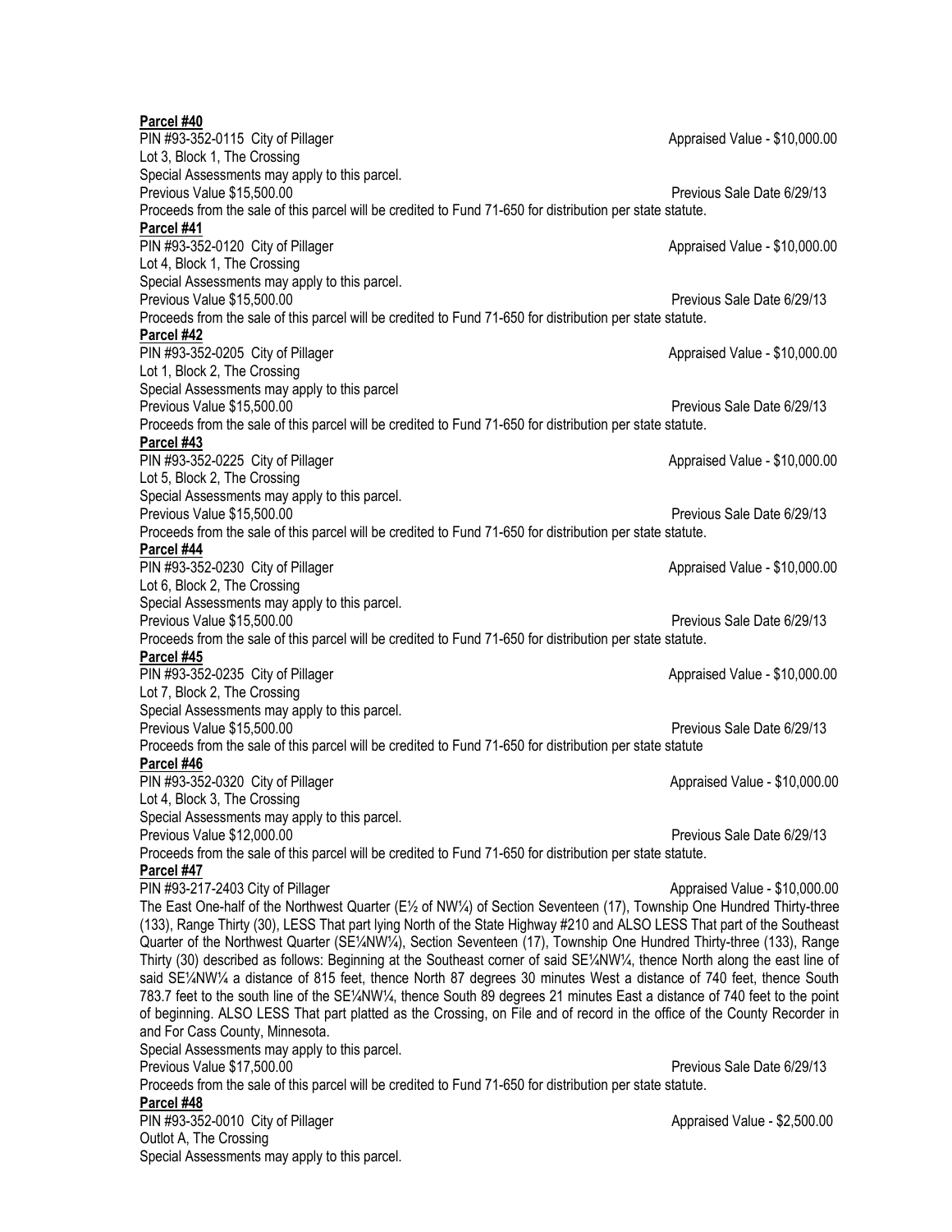**Parcel #40**

PIN #93-352-0115 City of Pillager Appraised Value - $10,000.00

Lot 3, Block 1, The Crossing

Special Assessments may apply to this parcel.

Previous Value $15,500.00 Previous Sale Date 6/29/13

Proceeds from the sale of this parcel will be credited to Fund 71-650 for distribution per state statute.

**Parcel #41**

PIN #93-352-0120 City of Pillager Appraised Value - $10,000.00

Lot 4, Block 1, The Crossing

Special Assessments may apply to this parcel.

Previous Value $15,500.00 Previous Sale Date 6/29/13

Proceeds from the sale of this parcel will be credited to Fund 71-650 for distribution per state statute.

**Parcel #42**

PIN #93-352-0205 City of Pillager Appraised Value - $10,000.00

Lot 1, Block 2, The Crossing

Special Assessments may apply to this parcel

Previous Value $15,500.00 Previous Sale Date 6/29/13

Proceeds from the sale of this parcel will be credited to Fund 71-650 for distribution per state statute.

**Parcel #43**

PIN #93-352-0225 City of Pillager Appraised Value - $10,000.00

Lot 5, Block 2, The Crossing

Special Assessments may apply to this parcel.

Previous Value $15,500.00 Previous Sale Date 6/29/13

Proceeds from the sale of this parcel will be credited to Fund 71-650 for distribution per state statute.

**Parcel #44**

PIN #93-352-0230 City of Pillager Appraised Value - $10,000.00

Lot 6, Block 2, The Crossing

Special Assessments may apply to this parcel.

Previous Value $15,500.00 Previous Sale Date 6/29/13

Proceeds from the sale of this parcel will be credited to Fund 71-650 for distribution per state statute.

**Parcel #45**

PIN #93-352-0235 City of Pillager Appraised Value - $10,000.00

Lot 7, Block 2, The Crossing

Special Assessments may apply to this parcel.

Previous Value $15,500.00 Previous Sale Date 6/29/13

Proceeds from the sale of this parcel will be credited to Fund 71-650 for distribution per state statute

**Parcel #46**

PIN #93-352-0320 City of Pillager Appraised Value - $10,000.00

Lot 4, Block 3, The Crossing

Special Assessments may apply to this parcel.

Previous Value $12,000.00 Previous Sale Date 6/29/13

Proceeds from the sale of this parcel will be credited to Fund 71-650 for distribution per state statute.

**Parcel #47**

PIN #93-217-2403 City of Pillager Appraised Value - $10,000.00

The East One-half of the Northwest Quarter (E½ of NW¼) of Section Seventeen (17), Township One Hundred Thirty-three (133), Range Thirty (30), LESS That part lying North of the State Highway #210 and ALSO LESS That part of the Southeast Quarter of the Northwest Quarter (SE¼NW¼), Section Seventeen (17), Township One Hundred Thirty-three (133), Range Thirty (30) described as follows: Beginning at the Southeast corner of said SE¼NW¼, thence North along the east line of said SE¼NW¼ a distance of 815 feet, thence North 87 degrees 30 minutes West a distance of 740 feet, thence South 783.7 feet to the south line of the SE¼NW¼, thence South 89 degrees 21 minutes East a distance of 740 feet to the point of beginning. ALSO LESS That part platted as the Crossing, on File and of record in the office of the County Recorder in and For Cass County, Minnesota.

Special Assessments may apply to this parcel.

Previous Value $17,500.00 Previous Sale Date 6/29/13

Proceeds from the sale of this parcel will be credited to Fund 71-650 for distribution per state statute.

**Parcel #48**

PIN #93-352-0010 City of Pillager Appraised Value - $2,500.00

Outlot A, The Crossing

Special Assessments may apply to this parcel.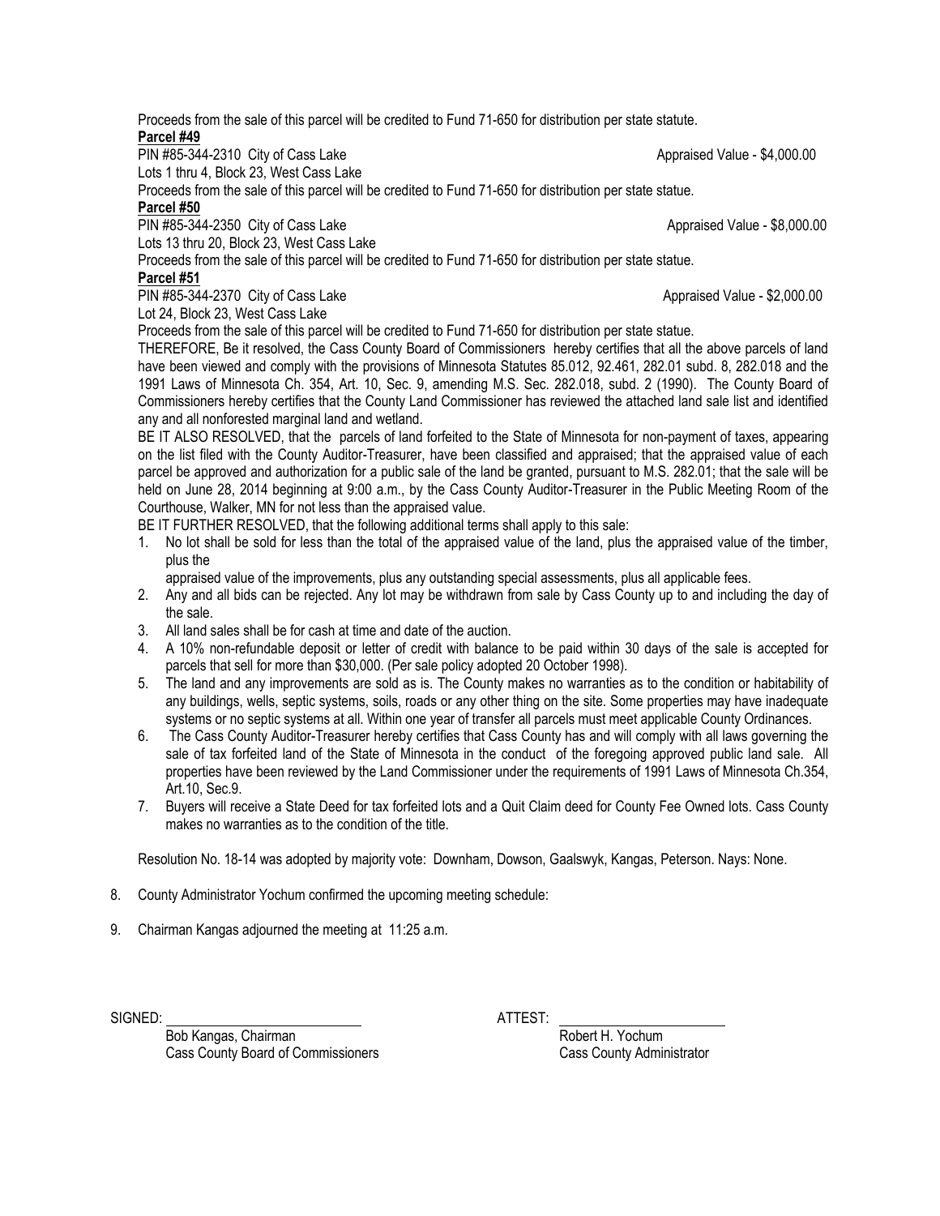Proceeds from the sale of this parcel will be credited to Fund 71-650 for distribution per state statute.

**Parcel #49**

PIN #85-344-2310 City of Cass Lake Appraised Value - $4,000.00

Lots 1 thru 4, Block 23, West Cass Lake

Proceeds from the sale of this parcel will be credited to Fund 71-650 for distribution per state statue.

**Parcel #50**

PIN #85-344-2350 City of Cass Lake Appraised Value - $8,000.00

Lots 13 thru 20, Block 23, West Cass Lake

Proceeds from the sale of this parcel will be credited to Fund 71-650 for distribution per state statue.

**Parcel #51**

PIN #85-344-2370 City of Cass Lake Appraised Value - $2,000.00

Lot 24, Block 23, West Cass Lake

Proceeds from the sale of this parcel will be credited to Fund 71-650 for distribution per state statue.

THEREFORE, Be it resolved, the Cass County Board of Commissioners hereby certifies that all the above parcels of land have been viewed and comply with the provisions of Minnesota Statutes 85.012, 92.461, 282.01 subd. 8, 282.018 and the 1991 Laws of Minnesota Ch. 354, Art. 10, Sec. 9, amending M.S. Sec. 282.018, subd. 2 (1990). The County Board of Commissioners hereby certifies that the County Land Commissioner has reviewed the attached land sale list and identified any and all nonforested marginal land and wetland.

BE IT ALSO RESOLVED, that the parcels of land forfeited to the State of Minnesota for non-payment of taxes, appearing on the list filed with the County Auditor-Treasurer, have been classified and appraised; that the appraised value of each parcel be approved and authorization for a public sale of the land be granted, pursuant to M.S. 282.01; that the sale will be held on June 28, 2014 beginning at 9:00 a.m., by the Cass County Auditor-Treasurer in the Public Meeting Room of the Courthouse, Walker, MN for not less than the appraised value.

BE IT FURTHER RESOLVED, that the following additional terms shall apply to this sale:

1. No lot shall be sold for less than the total of the appraised value of the land, plus the appraised value of the timber, plus the appraised value of the improvements, plus any outstanding special assessments, plus all applicable fees.
2. Any and all bids can be rejected. Any lot may be withdrawn from sale by Cass County up to and including the day of the sale.
3. All land sales shall be for cash at time and date of the auction.
4. A 10% non-refundable deposit or letter of credit with balance to be paid within 30 days of the sale is accepted for parcels that sell for more than $30,000. (Per sale policy adopted 20 October 1998).
5. The land and any improvements are sold as is. The County makes no warranties as to the condition or habitability of any buildings, wells, septic systems, soils, roads or any other thing on the site. Some properties may have inadequate systems or no septic systems at all. Within one year of transfer all parcels must meet applicable County Ordinances.
6. The Cass County Auditor-Treasurer hereby certifies that Cass County has and will comply with all laws governing the sale of tax forfeited land of the State of Minnesota in the conduct of the foregoing approved public land sale. All properties have been reviewed by the Land Commissioner under the requirements of 1991 Laws of Minnesota Ch.354, Art.10, Sec.9.
7. Buyers will receive a State Deed for tax forfeited lots and a Quit Claim deed for County Fee Owned lots. Cass County makes no warranties as to the condition of the title.

Resolution No. 18-14 was adopted by majority vote: Downham, Dowson, Gaalswyk, Kangas, Peterson. Nays: None.

8. County Administrator Yochum confirmed the upcoming meeting schedule:

9. Chairman Kangas adjourned the meeting at 11:25 a.m.

SIGNED: ______________________________ ATTEST: ______________________________

Bob Kangas, Chairman
Cass County Board of Commissioners

Robert H. Yochum
Cass County Administrator